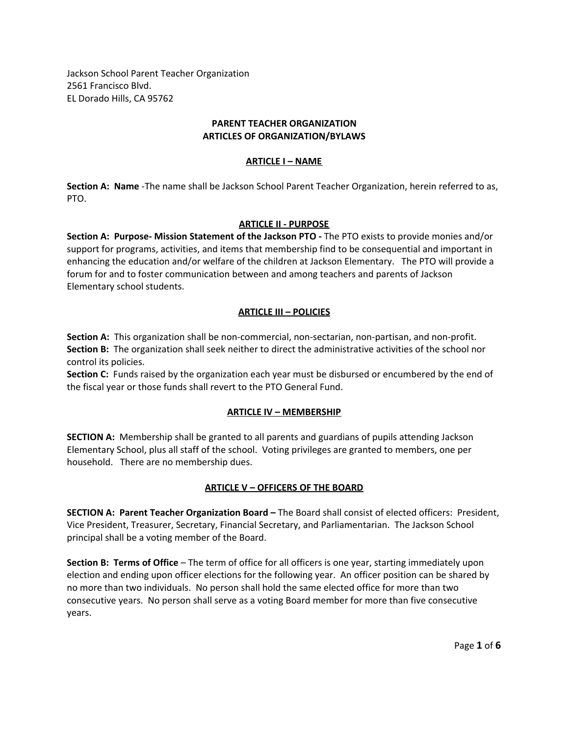Jackson School Parent Teacher Organization
2561 Francisco Blvd.
EL Dorado Hills, CA 95762

# PARENT TEACHER ORGANIZATION
# ARTICLES OF ORGANIZATION/BYLAWS

## ARTICLE I – NAME

**Section A: Name** -The name shall be Jackson School Parent Teacher Organization, herein referred to as, PTO.

## ARTICLE II - PURPOSE

**Section A: Purpose- Mission Statement of the Jackson PTO -** The PTO exists to provide monies and/or support for programs, activities, and items that membership find to be consequential and important in enhancing the education and/or welfare of the children at Jackson Elementary. The PTO will provide a forum for and to foster communication between and among teachers and parents of Jackson Elementary school students.

## ARTICLE III – POLICIES

**Section A:** This organization shall be non-commercial, non-sectarian, non-partisan, and non-profit.
**Section B:** The organization shall seek neither to direct the administrative activities of the school nor control its policies.
**Section C:** Funds raised by the organization each year must be disbursed or encumbered by the end of the fiscal year or those funds shall revert to the PTO General Fund.

## ARTICLE IV – MEMBERSHIP

**SECTION A:** Membership shall be granted to all parents and guardians of pupils attending Jackson Elementary School, plus all staff of the school. Voting privileges are granted to members, one per household. There are no membership dues.

## ARTICLE V – OFFICERS OF THE BOARD

**SECTION A: Parent Teacher Organization Board –** The Board shall consist of elected officers: President, Vice President, Treasurer, Secretary, Financial Secretary, and Parliamentarian. The Jackson School principal shall be a voting member of the Board.

**Section B: Terms of Office** – The term of office for all officers is one year, starting immediately upon election and ending upon officer elections for the following year. An officer position can be shared by no more than two individuals. No person shall hold the same elected office for more than two consecutive years. No person shall serve as a voting Board member for more than five consecutive years.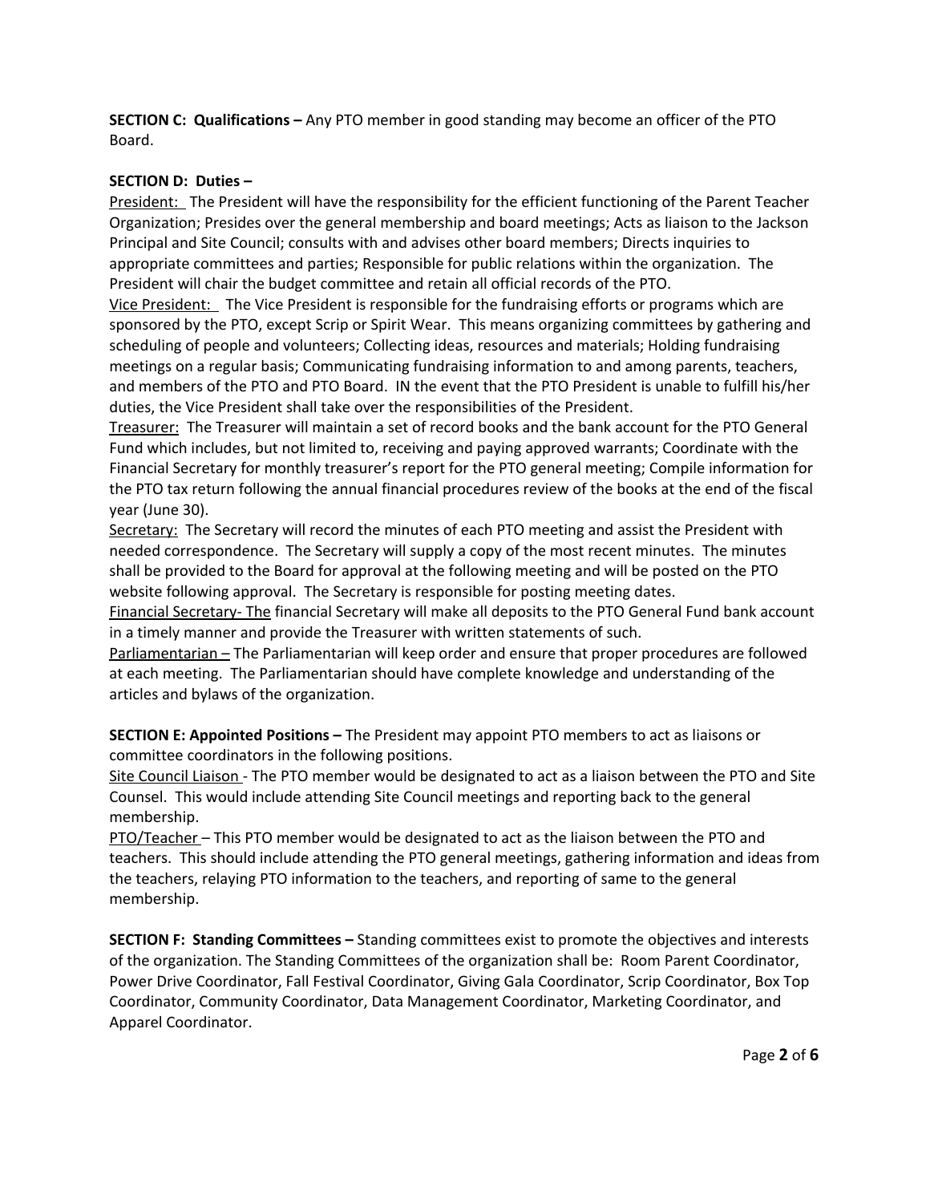**SECTION C: Qualifications –** Any PTO member in good standing may become an officer of the PTO Board.

**SECTION D: Duties –**

President: The President will have the responsibility for the efficient functioning of the Parent Teacher Organization; Presides over the general membership and board meetings; Acts as liaison to the Jackson Principal and Site Council; consults with and advises other board members; Directs inquiries to appropriate committees and parties; Responsible for public relations within the organization. The President will chair the budget committee and retain all official records of the PTO.

Vice President: The Vice President is responsible for the fundraising efforts or programs which are sponsored by the PTO, except Scrip or Spirit Wear. This means organizing committees by gathering and scheduling of people and volunteers; Collecting ideas, resources and materials; Holding fundraising meetings on a regular basis; Communicating fundraising information to and among parents, teachers, and members of the PTO and PTO Board. IN the event that the PTO President is unable to fulfill his/her duties, the Vice President shall take over the responsibilities of the President.

Treasurer: The Treasurer will maintain a set of record books and the bank account for the PTO General Fund which includes, but not limited to, receiving and paying approved warrants; Coordinate with the Financial Secretary for monthly treasurer's report for the PTO general meeting; Compile information for the PTO tax return following the annual financial procedures review of the books at the end of the fiscal year (June 30).

Secretary: The Secretary will record the minutes of each PTO meeting and assist the President with needed correspondence. The Secretary will supply a copy of the most recent minutes. The minutes shall be provided to the Board for approval at the following meeting and will be posted on the PTO website following approval. The Secretary is responsible for posting meeting dates.

Financial Secretary- The financial Secretary will make all deposits to the PTO General Fund bank account in a timely manner and provide the Treasurer with written statements of such.

Parliamentarian – The Parliamentarian will keep order and ensure that proper procedures are followed at each meeting. The Parliamentarian should have complete knowledge and understanding of the articles and bylaws of the organization.

**SECTION E: Appointed Positions –** The President may appoint PTO members to act as liaisons or committee coordinators in the following positions.

Site Council Liaison - The PTO member would be designated to act as a liaison between the PTO and Site Counsel. This would include attending Site Council meetings and reporting back to the general membership.

PTO/Teacher – This PTO member would be designated to act as the liaison between the PTO and teachers. This should include attending the PTO general meetings, gathering information and ideas from the teachers, relaying PTO information to the teachers, and reporting of same to the general membership.

**SECTION F: Standing Committees –** Standing committees exist to promote the objectives and interests of the organization. The Standing Committees of the organization shall be: Room Parent Coordinator, Power Drive Coordinator, Fall Festival Coordinator, Giving Gala Coordinator, Scrip Coordinator, Box Top Coordinator, Community Coordinator, Data Management Coordinator, Marketing Coordinator, and Apparel Coordinator.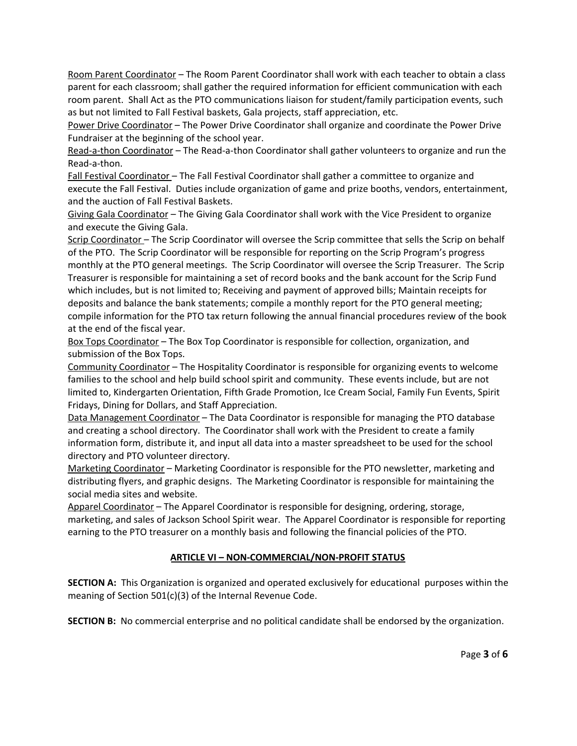Room Parent Coordinator – The Room Parent Coordinator shall work with each teacher to obtain a class parent for each classroom; shall gather the required information for efficient communication with each room parent. Shall Act as the PTO communications liaison for student/family participation events, such as but not limited to Fall Festival baskets, Gala projects, staff appreciation, etc.

Power Drive Coordinator – The Power Drive Coordinator shall organize and coordinate the Power Drive Fundraiser at the beginning of the school year.

Read-a-thon Coordinator – The Read-a-thon Coordinator shall gather volunteers to organize and run the Read-a-thon.

Fall Festival Coordinator – The Fall Festival Coordinator shall gather a committee to organize and execute the Fall Festival. Duties include organization of game and prize booths, vendors, entertainment, and the auction of Fall Festival Baskets.

Giving Gala Coordinator – The Giving Gala Coordinator shall work with the Vice President to organize and execute the Giving Gala.

Scrip Coordinator – The Scrip Coordinator will oversee the Scrip committee that sells the Scrip on behalf of the PTO. The Scrip Coordinator will be responsible for reporting on the Scrip Program's progress monthly at the PTO general meetings. The Scrip Coordinator will oversee the Scrip Treasurer. The Scrip Treasurer is responsible for maintaining a set of record books and the bank account for the Scrip Fund which includes, but is not limited to; Receiving and payment of approved bills; Maintain receipts for deposits and balance the bank statements; compile a monthly report for the PTO general meeting; compile information for the PTO tax return following the annual financial procedures review of the book at the end of the fiscal year.

Box Tops Coordinator – The Box Top Coordinator is responsible for collection, organization, and submission of the Box Tops.

Community Coordinator – The Hospitality Coordinator is responsible for organizing events to welcome families to the school and help build school spirit and community. These events include, but are not limited to, Kindergarten Orientation, Fifth Grade Promotion, Ice Cream Social, Family Fun Events, Spirit Fridays, Dining for Dollars, and Staff Appreciation.

Data Management Coordinator – The Data Coordinator is responsible for managing the PTO database and creating a school directory. The Coordinator shall work with the President to create a family information form, distribute it, and input all data into a master spreadsheet to be used for the school directory and PTO volunteer directory.

Marketing Coordinator – Marketing Coordinator is responsible for the PTO newsletter, marketing and distributing flyers, and graphic designs. The Marketing Coordinator is responsible for maintaining the social media sites and website.

Apparel Coordinator – The Apparel Coordinator is responsible for designing, ordering, storage, marketing, and sales of Jackson School Spirit wear. The Apparel Coordinator is responsible for reporting earning to the PTO treasurer on a monthly basis and following the financial policies of the PTO.

## ARTICLE VI – NON-COMMERCIAL/NON-PROFIT STATUS

**SECTION A:** This Organization is organized and operated exclusively for educational purposes within the meaning of Section 501(c)(3) of the Internal Revenue Code.

**SECTION B:** No commercial enterprise and no political candidate shall be endorsed by the organization.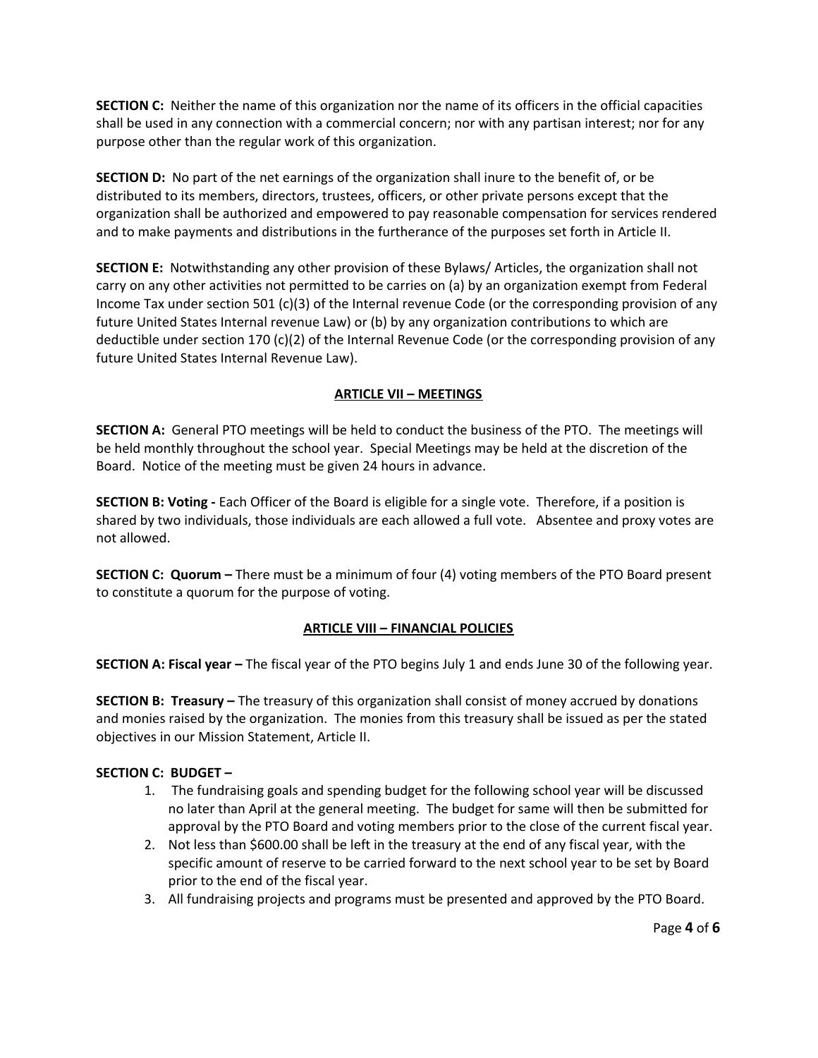**SECTION C:** Neither the name of this organization nor the name of its officers in the official capacities shall be used in any connection with a commercial concern; nor with any partisan interest; nor for any purpose other than the regular work of this organization.

**SECTION D:** No part of the net earnings of the organization shall inure to the benefit of, or be distributed to its members, directors, trustees, officers, or other private persons except that the organization shall be authorized and empowered to pay reasonable compensation for services rendered and to make payments and distributions in the furtherance of the purposes set forth in Article II.

**SECTION E:** Notwithstanding any other provision of these Bylaws/ Articles, the organization shall not carry on any other activities not permitted to be carries on (a) by an organization exempt from Federal Income Tax under section 501 (c)(3) of the Internal revenue Code (or the corresponding provision of any future United States Internal revenue Law) or (b) by any organization contributions to which are deductible under section 170 (c)(2) of the Internal Revenue Code (or the corresponding provision of any future United States Internal Revenue Law).

## ARTICLE VII – MEETINGS

**SECTION A:** General PTO meetings will be held to conduct the business of the PTO. The meetings will be held monthly throughout the school year. Special Meetings may be held at the discretion of the Board. Notice of the meeting must be given 24 hours in advance.

**SECTION B: Voting -** Each Officer of the Board is eligible for a single vote. Therefore, if a position is shared by two individuals, those individuals are each allowed a full vote. Absentee and proxy votes are not allowed.

**SECTION C: Quorum –** There must be a minimum of four (4) voting members of the PTO Board present to constitute a quorum for the purpose of voting.

## ARTICLE VIII – FINANCIAL POLICIES

**SECTION A: Fiscal year –** The fiscal year of the PTO begins July 1 and ends June 30 of the following year.

**SECTION B: Treasury –** The treasury of this organization shall consist of money accrued by donations and monies raised by the organization. The monies from this treasury shall be issued as per the stated objectives in our Mission Statement, Article II.

**SECTION C: BUDGET –**

1. The fundraising goals and spending budget for the following school year will be discussed no later than April at the general meeting. The budget for same will then be submitted for approval by the PTO Board and voting members prior to the close of the current fiscal year.
2. Not less than $600.00 shall be left in the treasury at the end of any fiscal year, with the specific amount of reserve to be carried forward to the next school year to be set by Board prior to the end of the fiscal year.
3. All fundraising projects and programs must be presented and approved by the PTO Board.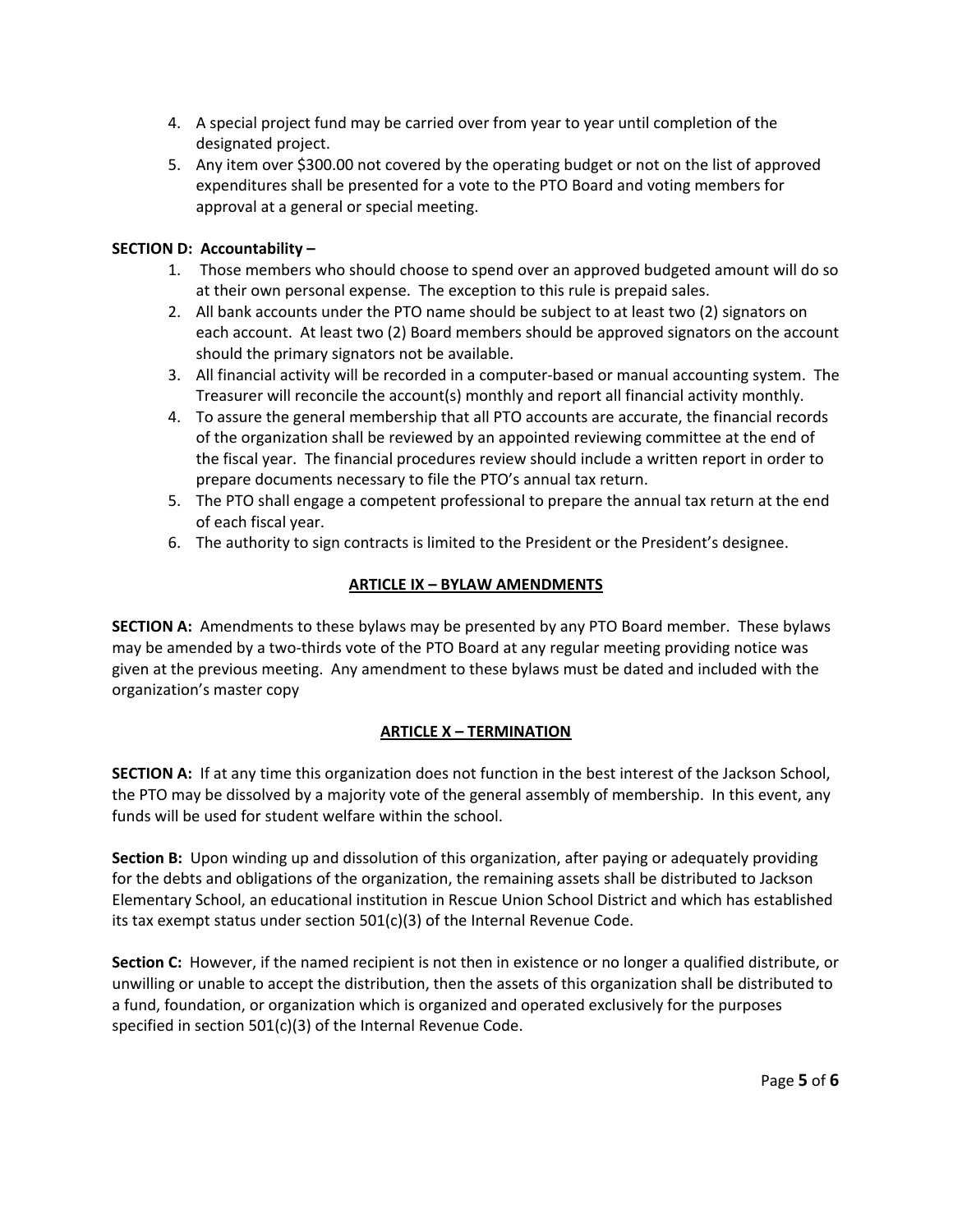4. A special project fund may be carried over from year to year until completion of the designated project.
5. Any item over $300.00 not covered by the operating budget or not on the list of approved expenditures shall be presented for a vote to the PTO Board and voting members for approval at a general or special meeting.

**SECTION D: Accountability –**

1. Those members who should choose to spend over an approved budgeted amount will do so at their own personal expense. The exception to this rule is prepaid sales.
2. All bank accounts under the PTO name should be subject to at least two (2) signators on each account. At least two (2) Board members should be approved signators on the account should the primary signators not be available.
3. All financial activity will be recorded in a computer-based or manual accounting system. The Treasurer will reconcile the account(s) monthly and report all financial activity monthly.
4. To assure the general membership that all PTO accounts are accurate, the financial records of the organization shall be reviewed by an appointed reviewing committee at the end of the fiscal year. The financial procedures review should include a written report in order to prepare documents necessary to file the PTO's annual tax return.
5. The PTO shall engage a competent professional to prepare the annual tax return at the end of each fiscal year.
6. The authority to sign contracts is limited to the President or the President's designee.

## ARTICLE IX – BYLAW AMENDMENTS

**SECTION A:** Amendments to these bylaws may be presented by any PTO Board member. These bylaws may be amended by a two-thirds vote of the PTO Board at any regular meeting providing notice was given at the previous meeting. Any amendment to these bylaws must be dated and included with the organization's master copy

## ARTICLE X – TERMINATION

**SECTION A:** If at any time this organization does not function in the best interest of the Jackson School, the PTO may be dissolved by a majority vote of the general assembly of membership. In this event, any funds will be used for student welfare within the school.

**Section B:** Upon winding up and dissolution of this organization, after paying or adequately providing for the debts and obligations of the organization, the remaining assets shall be distributed to Jackson Elementary School, an educational institution in Rescue Union School District and which has established its tax exempt status under section 501(c)(3) of the Internal Revenue Code.

**Section C:** However, if the named recipient is not then in existence or no longer a qualified distribute, or unwilling or unable to accept the distribution, then the assets of this organization shall be distributed to a fund, foundation, or organization which is organized and operated exclusively for the purposes specified in section 501(c)(3) of the Internal Revenue Code.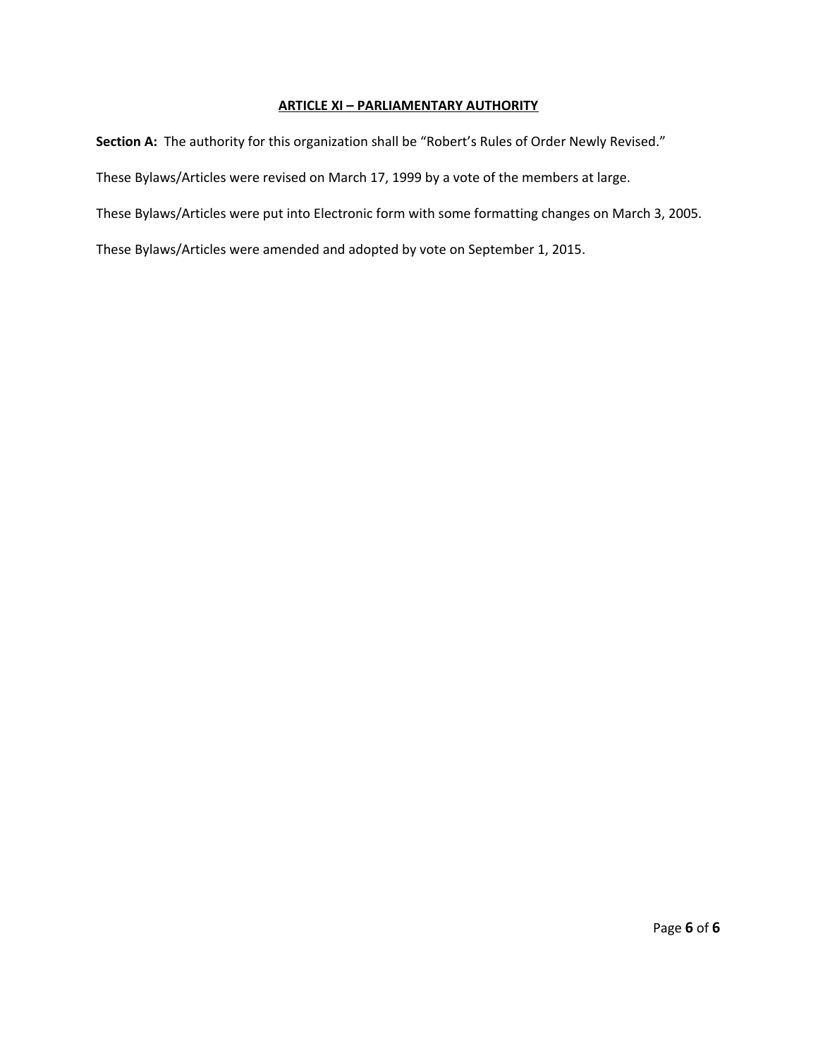## ARTICLE XI – PARLIAMENTARY AUTHORITY

**Section A:** The authority for this organization shall be "Robert's Rules of Order Newly Revised."

These Bylaws/Articles were revised on March 17, 1999 by a vote of the members at large.

These Bylaws/Articles were put into Electronic form with some formatting changes on March 3, 2005.

These Bylaws/Articles were amended and adopted by vote on September 1, 2015.